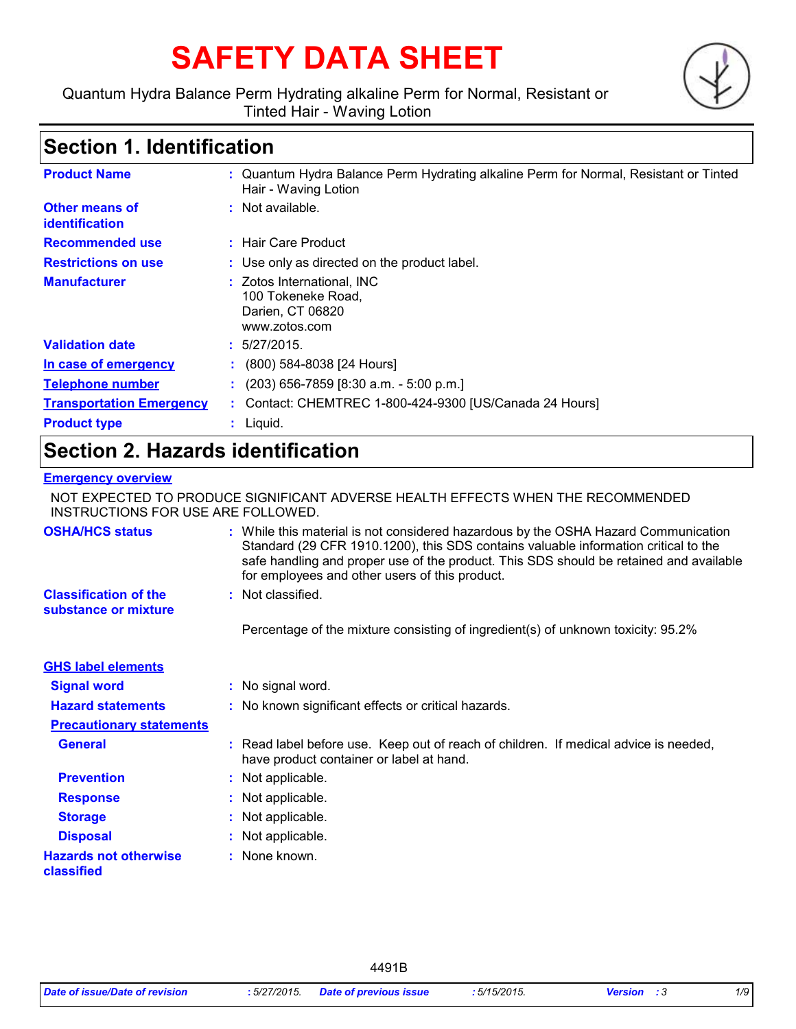# SAFETY DATA SHEET

Quantum Hydra Balance Perm Hydrating alkaline Perm for Normal, Resistant or Tinted Hair - Waving Lotion

## Section 1. Identification

| | |
|---|---|
| **Product Name** | : Quantum Hydra Balance Perm Hydrating alkaline Perm for Normal, Resistant or Tinted Hair - Waving Lotion |
| **Other means of identification** | : Not available. |
| **Recommended use** | : Hair Care Product |
| **Restrictions on use** | : Use only as directed on the product label. |
| **Manufacturer** | : Zotos International, INC<br>100 Tokeneke Road,<br>Darien, CT 06820<br>www.zotos.com |
| **Validation date** | : 5/27/2015. |
| **In case of emergency** | : (800) 584-8038 [24 Hours] |
| **Telephone number** | : (203) 656-7859 [8:30 a.m. - 5:00 p.m.] |
| **Transportation Emergency** | : Contact: CHEMTREC 1-800-424-9300 [US/Canada 24 Hours] |
| **Product type** | : Liquid. |

## Section 2. Hazards identification

**Emergency overview**

NOT EXPECTED TO PRODUCE SIGNIFICANT ADVERSE HEALTH EFFECTS WHEN THE RECOMMENDED INSTRUCTIONS FOR USE ARE FOLLOWED.

| | |
|---|---|
| **OSHA/HCS status** | : While this material is not considered hazardous by the OSHA Hazard Communication Standard (29 CFR 1910.1200), this SDS contains valuable information critical to the safe handling and proper use of the product. This SDS should be retained and available for employees and other users of this product. |
| **Classification of the substance or mixture** | : Not classified. |

Percentage of the mixture consisting of ingredient(s) of unknown toxicity: 95.2%

**GHS label elements**

| | |
|---|---|
| **Signal word** | : No signal word. |
| **Hazard statements** | : No known significant effects or critical hazards. |

**Precautionary statements**

| | |
|---|---|
| **General** | : Read label before use. Keep out of reach of children. If medical advice is needed, have product container or label at hand. |
| **Prevention** | : Not applicable. |
| **Response** | : Not applicable. |
| **Storage** | : Not applicable. |
| **Disposal** | : Not applicable. |
| **Hazards not otherwise classified** | : None known. |

4491B

*Date of issue/Date of revision : 5/27/2015. Date of previous issue : 5/15/2015. Version : 3*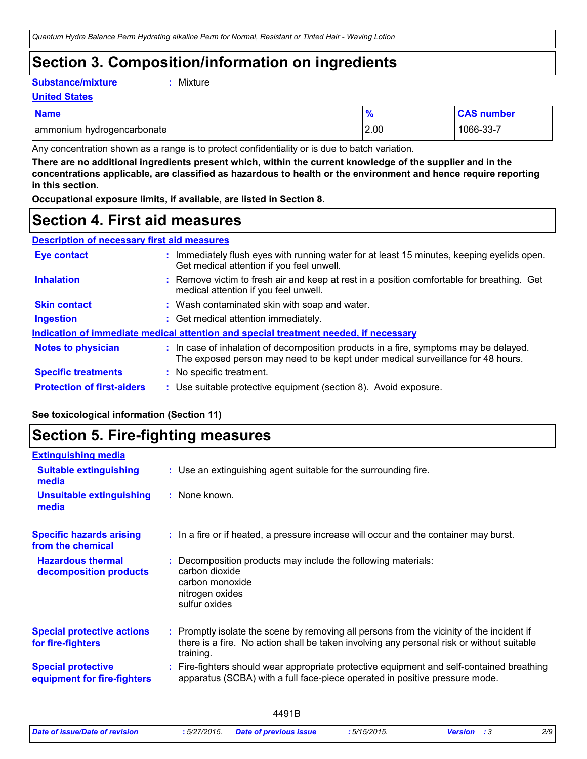## Section 3. Composition/information on ingredients

**Substance/mixture** : Mixture

**United States**

| Name | % | CAS number |
| --- | --- | --- |
| ammonium hydrogencarbonate | 2.00 | 1066-33-7 |

Any concentration shown as a range is to protect confidentiality or is due to batch variation.

**There are no additional ingredients present which, within the current knowledge of the supplier and in the concentrations applicable, are classified as hazardous to health or the environment and hence require reporting in this section.**

**Occupational exposure limits, if available, are listed in Section 8.**

## Section 4. First aid measures

**Description of necessary first aid measures**

**Eye contact** : Immediately flush eyes with running water for at least 15 minutes, keeping eyelids open. Get medical attention if you feel unwell.

**Inhalation** : Remove victim to fresh air and keep at rest in a position comfortable for breathing. Get medical attention if you feel unwell.

**Skin contact** : Wash contaminated skin with soap and water.

**Ingestion** : Get medical attention immediately.

**Indication of immediate medical attention and special treatment needed, if necessary**

**Notes to physician** : In case of inhalation of decomposition products in a fire, symptoms may be delayed. The exposed person may need to be kept under medical surveillance for 48 hours.

**Specific treatments** : No specific treatment.

**Protection of first-aiders** : Use suitable protective equipment (section 8). Avoid exposure.

**See toxicological information (Section 11)**

## Section 5. Fire-fighting measures

**Extinguishing media**

**Suitable extinguishing media** : Use an extinguishing agent suitable for the surrounding fire.

**Unsuitable extinguishing media** : None known.

**Specific hazards arising from the chemical** : In a fire or if heated, a pressure increase will occur and the container may burst.

**Hazardous thermal decomposition products** : Decomposition products may include the following materials:
carbon dioxide
carbon monoxide
nitrogen oxides
sulfur oxides

**Special protective actions for fire-fighters** : Promptly isolate the scene by removing all persons from the vicinity of the incident if there is a fire. No action shall be taken involving any personal risk or without suitable training.

**Special protective equipment for fire-fighters** : Fire-fighters should wear appropriate protective equipment and self-contained breathing apparatus (SCBA) with a full face-piece operated in positive pressure mode.

4491B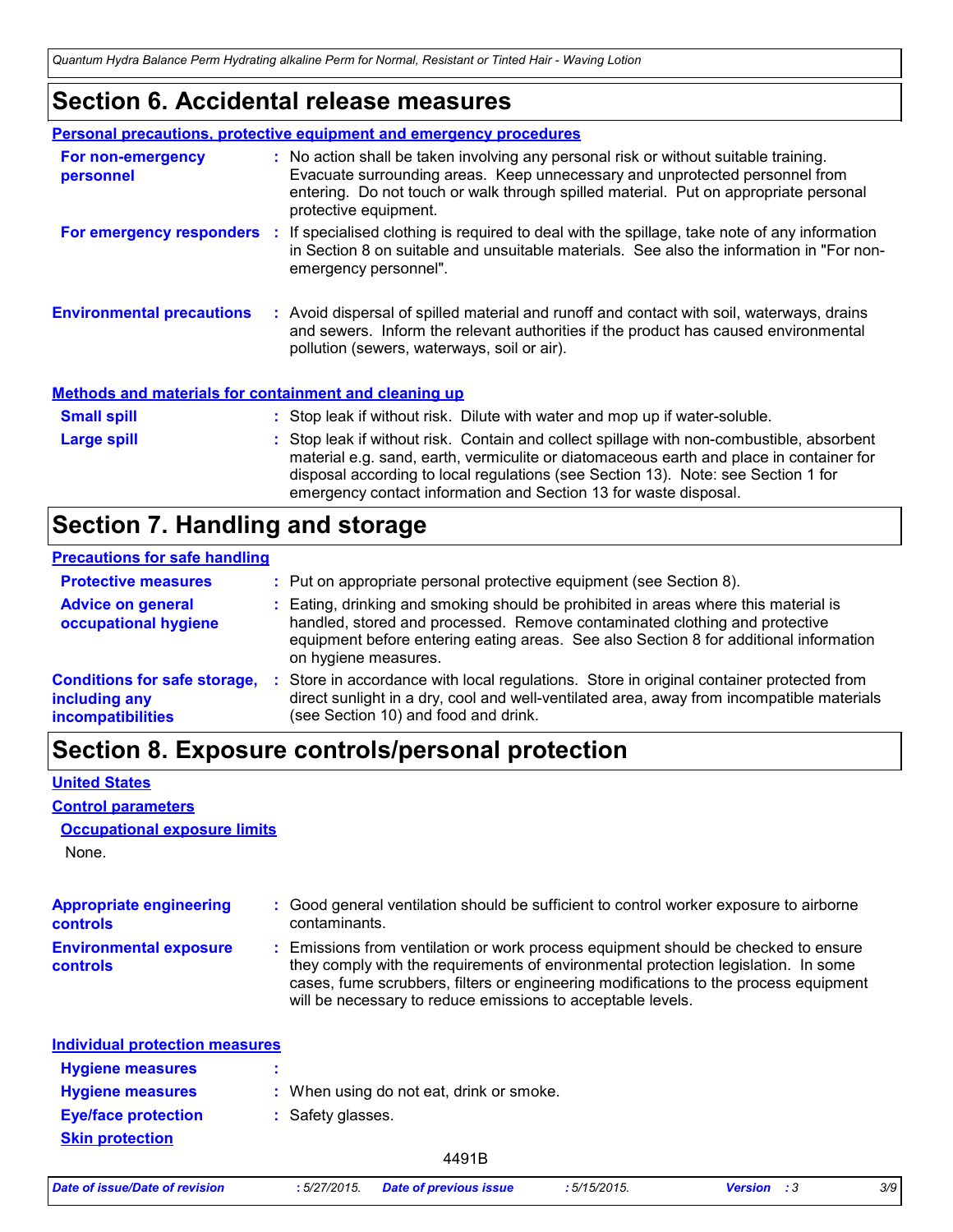## Section 6. Accidental release measures

**Personal precautions, protective equipment and emergency procedures**

**For non-emergency personnel** : No action shall be taken involving any personal risk or without suitable training. Evacuate surrounding areas. Keep unnecessary and unprotected personnel from entering. Do not touch or walk through spilled material. Put on appropriate personal protective equipment.

**For emergency responders** : If specialised clothing is required to deal with the spillage, take note of any information in Section 8 on suitable and unsuitable materials. See also the information in "For non-emergency personnel".

**Environmental precautions** : Avoid dispersal of spilled material and runoff and contact with soil, waterways, drains and sewers. Inform the relevant authorities if the product has caused environmental pollution (sewers, waterways, soil or air).

**Methods and materials for containment and cleaning up**

**Small spill** : Stop leak if without risk. Dilute with water and mop up if water-soluble.

**Large spill** : Stop leak if without risk. Contain and collect spillage with non-combustible, absorbent material e.g. sand, earth, vermiculite or diatomaceous earth and place in container for disposal according to local regulations (see Section 13). Note: see Section 1 for emergency contact information and Section 13 for waste disposal.

## Section 7. Handling and storage

**Precautions for safe handling**

**Protective measures** : Put on appropriate personal protective equipment (see Section 8).

**Advice on general occupational hygiene** : Eating, drinking and smoking should be prohibited in areas where this material is handled, stored and processed. Remove contaminated clothing and protective equipment before entering eating areas. See also Section 8 for additional information on hygiene measures.

**Conditions for safe storage, including any incompatibilities** : Store in accordance with local regulations. Store in original container protected from direct sunlight in a dry, cool and well-ventilated area, away from incompatible materials (see Section 10) and food and drink.

## Section 8. Exposure controls/personal protection

**United States**

**Control parameters**

**Occupational exposure limits**

None.

**Appropriate engineering controls** : Good general ventilation should be sufficient to control worker exposure to airborne contaminants.

**Environmental exposure controls** : Emissions from ventilation or work process equipment should be checked to ensure they comply with the requirements of environmental protection legislation. In some cases, fume scrubbers, filters or engineering modifications to the process equipment will be necessary to reduce emissions to acceptable levels.

**Individual protection measures**

**Hygiene measures** :

**Hygiene measures** : When using do not eat, drink or smoke.

**Eye/face protection** : Safety glasses.

**Skin protection**

4491B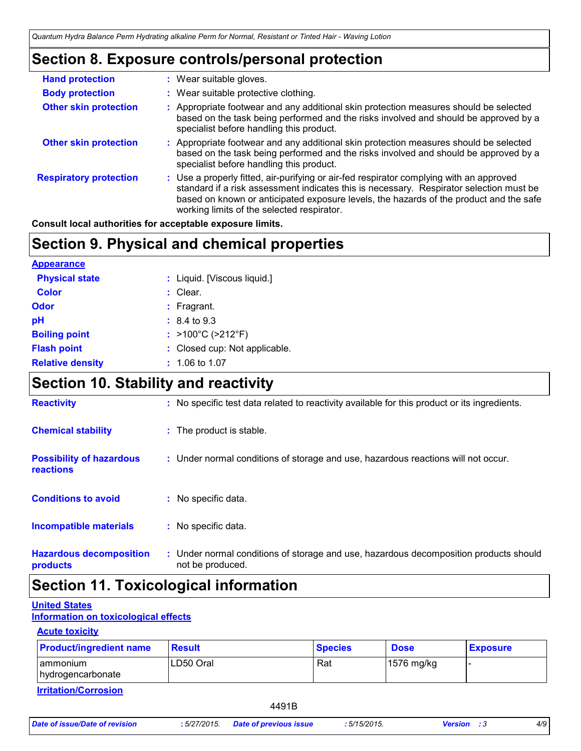## Section 8. Exposure controls/personal protection

**Hand protection** : Wear suitable gloves.

**Body protection** : Wear suitable protective clothing.

**Other skin protection** : Appropriate footwear and any additional skin protection measures should be selected based on the task being performed and the risks involved and should be approved by a specialist before handling this product.

**Other skin protection** : Appropriate footwear and any additional skin protection measures should be selected based on the task being performed and the risks involved and should be approved by a specialist before handling this product.

**Respiratory protection** : Use a properly fitted, air-purifying or air-fed respirator complying with an approved standard if a risk assessment indicates this is necessary. Respirator selection must be based on known or anticipated exposure levels, the hazards of the product and the safe working limits of the selected respirator.

**Consult local authorities for acceptable exposure limits.**

## Section 9. Physical and chemical properties

**Appearance**

**Physical state** : Liquid. [Viscous liquid.]

**Color** : Clear.

**Odor** : Fragrant.

**pH** : 8.4 to 9.3

**Boiling point** : >100°C (>212°F)

**Flash point** : Closed cup: Not applicable.

**Relative density** : 1.06 to 1.07

## Section 10. Stability and reactivity

**Reactivity** : No specific test data related to reactivity available for this product or its ingredients.

**Chemical stability** : The product is stable.

**Possibility of hazardous reactions** : Under normal conditions of storage and use, hazardous reactions will not occur.

**Conditions to avoid** : No specific data.

**Incompatible materials** : No specific data.

**Hazardous decomposition products** : Under normal conditions of storage and use, hazardous decomposition products should not be produced.

## Section 11. Toxicological information

**United States**

**Information on toxicological effects**

**Acute toxicity**

| Product/ingredient name | Result | Species | Dose | Exposure |
|---|---|---|---|---|
| ammonium hydrogencarbonate | LD50 Oral | Rat | 1576 mg/kg | - |

**Irritation/Corrosion**

4491B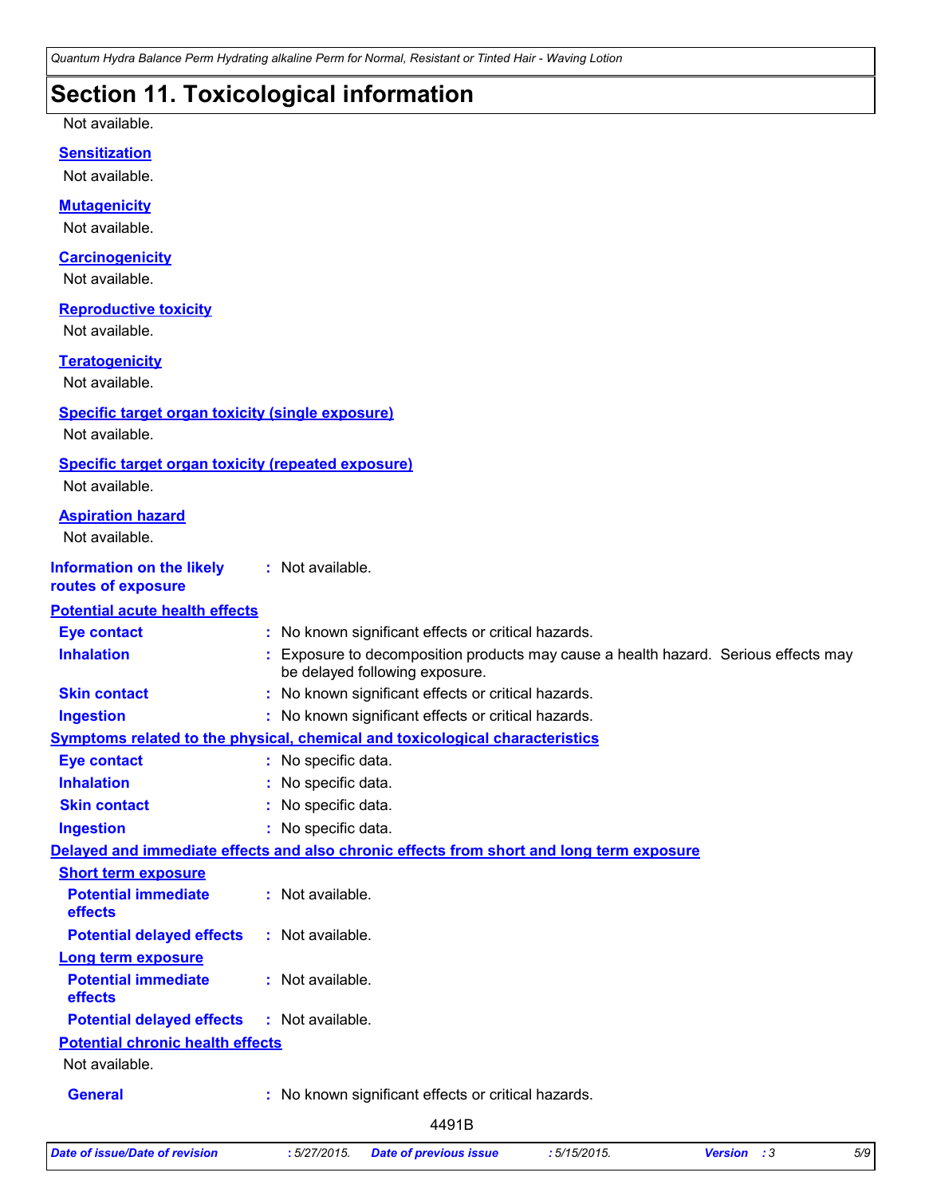## Section 11. Toxicological information

Not available.

**Sensitization**

Not available.

**Mutagenicity**

Not available.

**Carcinogenicity**

Not available.

**Reproductive toxicity**

Not available.

**Teratogenicity**

Not available.

**Specific target organ toxicity (single exposure)**

Not available.

**Specific target organ toxicity (repeated exposure)**

Not available.

**Aspiration hazard**

Not available.

**Information on the likely routes of exposure** : Not available.

**Potential acute health effects**

**Eye contact** : No known significant effects or critical hazards.

**Inhalation** : Exposure to decomposition products may cause a health hazard. Serious effects may be delayed following exposure.

**Skin contact** : No known significant effects or critical hazards.

**Ingestion** : No known significant effects or critical hazards.

**Symptoms related to the physical, chemical and toxicological characteristics**

**Eye contact** : No specific data.

**Inhalation** : No specific data.

**Skin contact** : No specific data.

**Ingestion** : No specific data.

**Delayed and immediate effects and also chronic effects from short and long term exposure**

**Short term exposure**

**Potential immediate effects** : Not available.

**Potential delayed effects** : Not available.

**Long term exposure**

**Potential immediate effects** : Not available.

**Potential delayed effects** : Not available.

**Potential chronic health effects**

Not available.

**General** : No known significant effects or critical hazards.

4491B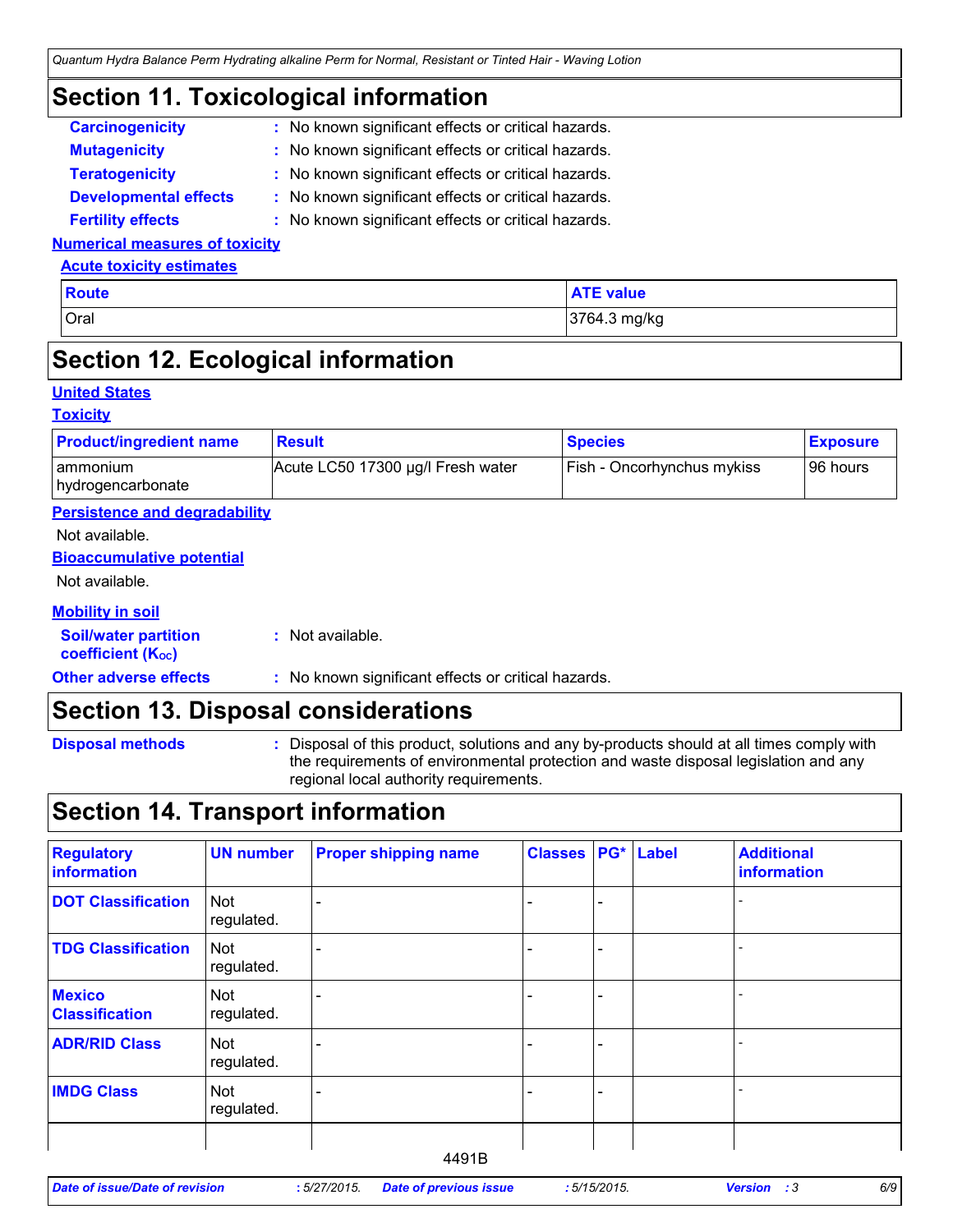## Section 11. Toxicological information

**Carcinogenicity** : No known significant effects or critical hazards.

**Mutagenicity** : No known significant effects or critical hazards.

**Teratogenicity** : No known significant effects or critical hazards.

**Developmental effects** : No known significant effects or critical hazards.

**Fertility effects** : No known significant effects or critical hazards.

### Numerical measures of toxicity

#### Acute toxicity estimates

| Route | ATE value |
|---|---|
| Oral | 3764.3 mg/kg |

## Section 12. Ecological information

### United States

#### Toxicity

| Product/ingredient name | Result | Species | Exposure |
|---|---|---|---|
| ammonium hydrogencarbonate | Acute LC50 17300 µg/l Fresh water | Fish - Oncorhynchus mykiss | 96 hours |

#### Persistence and degradability

Not available.

#### Bioaccumulative potential

Not available.

#### Mobility in soil

**Soil/water partition coefficient ($K_{OC}$)** : Not available.

**Other adverse effects** : No known significant effects or critical hazards.

## Section 13. Disposal considerations

**Disposal methods** : Disposal of this product, solutions and any by-products should at all times comply with the requirements of environmental protection and waste disposal legislation and any regional local authority requirements.

## Section 14. Transport information

| Regulatory information | UN number | Proper shipping name | Classes | PG* | Label | Additional information |
|---|---|---|---|---|---|---|
| DOT Classification | Not regulated. | - | - | - | | - |
| TDG Classification | Not regulated. | - | - | - | | - |
| Mexico Classification | Not regulated. | - | - | - | | - |
| ADR/RID Class | Not regulated. | - | - | - | | - |
| IMDG Class | Not regulated. | - | - | - | | - |

4491B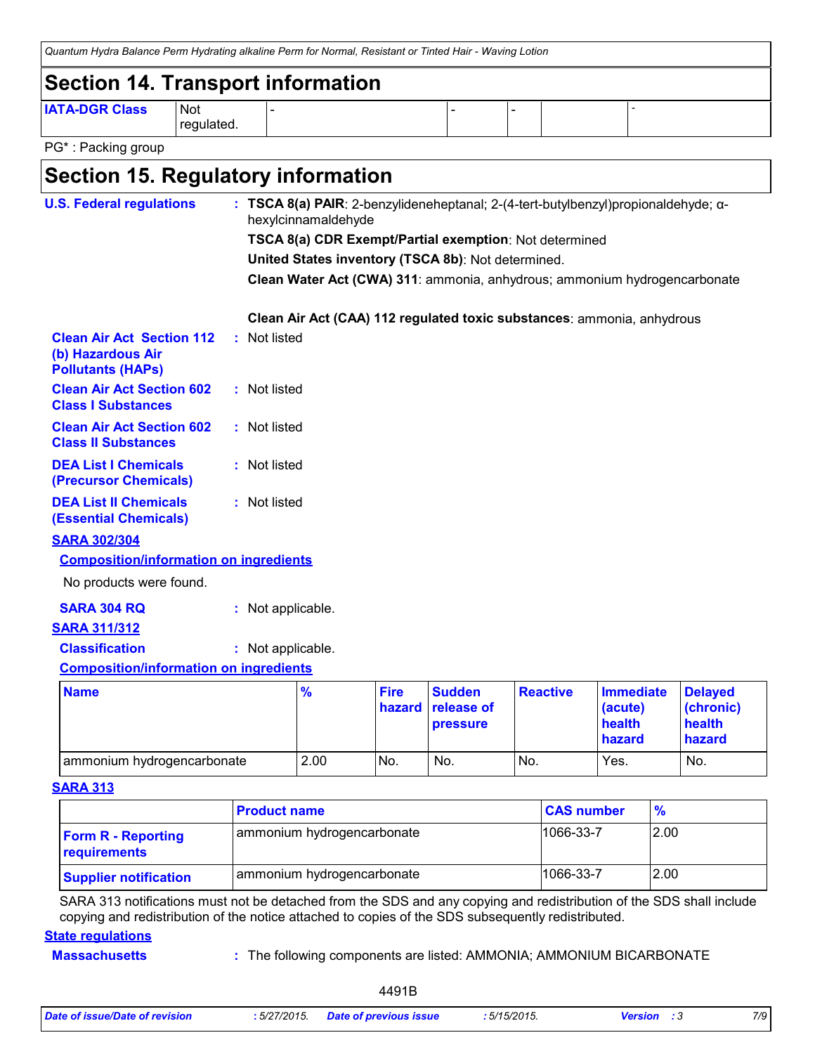## Section 14. Transport information

| IATA-DGR Class | Not regulated. | - | - | - | | - |
|---|---|---|---|---|---|---|

PG* : Packing group

## Section 15. Regulatory information

**U.S. Federal regulations** : **TSCA 8(a) PAIR**: 2-benzylideneheptanal; 2-(4-tert-butylbenzyl)propionaldehyde; α-hexylcinnamaldehyde

**TSCA 8(a) CDR Exempt/Partial exemption**: Not determined

**United States inventory (TSCA 8b)**: Not determined.

**Clean Water Act (CWA) 311**: ammonia, anhydrous; ammonium hydrogencarbonate

**Clean Air Act (CAA) 112 regulated toxic substances**: ammonia, anhydrous

**Clean Air Act Section 112 (b) Hazardous Air Pollutants (HAPs)** : Not listed

**Clean Air Act Section 602 Class I Substances** : Not listed

**Clean Air Act Section 602 Class II Substances** : Not listed

**DEA List I Chemicals (Precursor Chemicals)** : Not listed

**DEA List II Chemicals (Essential Chemicals)** : Not listed

**SARA 302/304**

**Composition/information on ingredients**

No products were found.

**SARA 304 RQ** : Not applicable.

**SARA 311/312**

**Classification** : Not applicable.

**Composition/information on ingredients**

| Name | % | Fire hazard | Sudden release of pressure | Reactive | Immediate (acute) health hazard | Delayed (chronic) health hazard |
|---|---|---|---|---|---|---|
| ammonium hydrogencarbonate | 2.00 | No. | No. | No. | Yes. | No. |

**SARA 313**

| | Product name | CAS number | % |
|---|---|---|---|
| **Form R - Reporting requirements** | ammonium hydrogencarbonate | 1066-33-7 | 2.00 |
| **Supplier notification** | ammonium hydrogencarbonate | 1066-33-7 | 2.00 |

SARA 313 notifications must not be detached from the SDS and any copying and redistribution of the SDS shall include copying and redistribution of the notice attached to copies of the SDS subsequently redistributed.

**State regulations**

**Massachusetts** : The following components are listed: AMMONIA; AMMONIUM BICARBONATE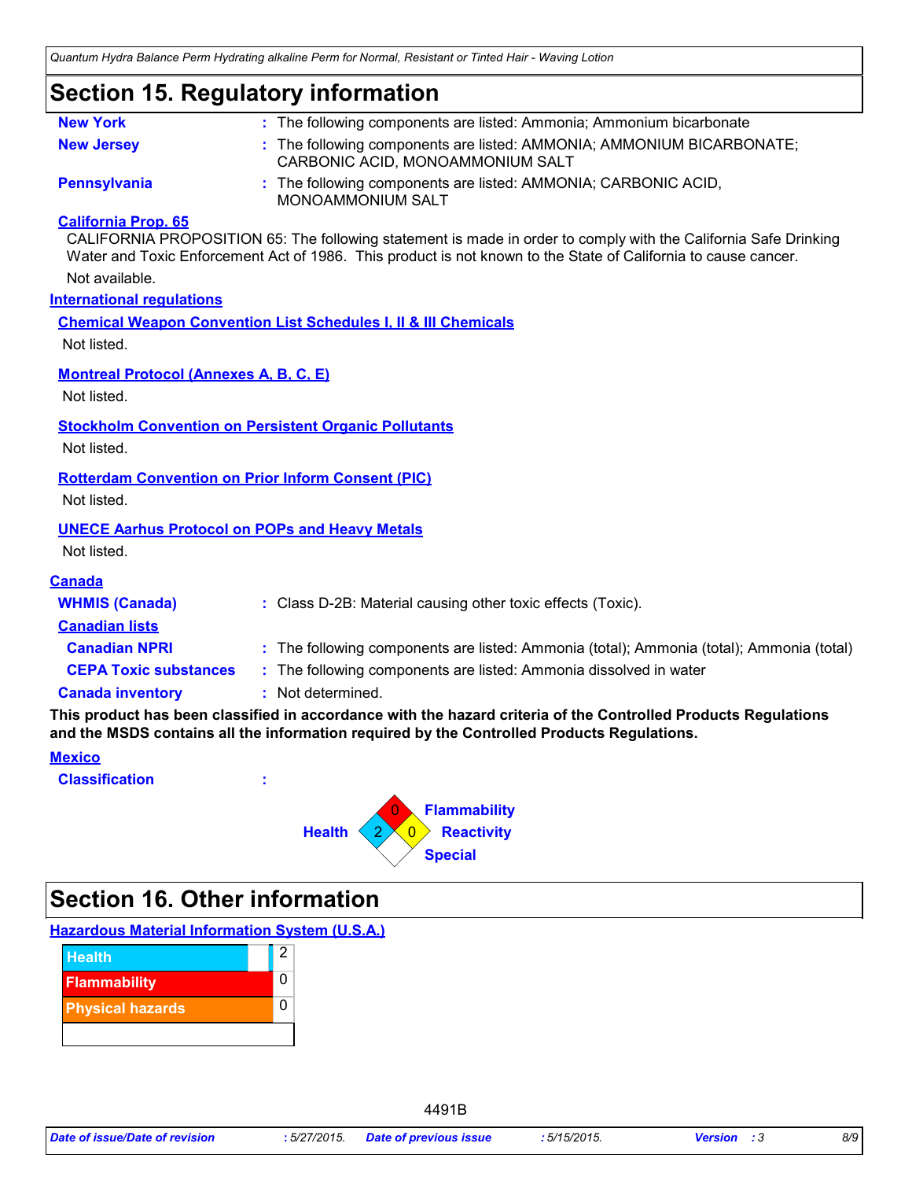## Section 15. Regulatory information

**New York** : The following components are listed: Ammonia; Ammonium bicarbonate

**New Jersey** : The following components are listed: AMMONIA; AMMONIUM BICARBONATE; CARBONIC ACID, MONOAMMONIUM SALT

**Pennsylvania** : The following components are listed: AMMONIA; CARBONIC ACID, MONOAMMONIUM SALT

**California Prop. 65**

CALIFORNIA PROPOSITION 65: The following statement is made in order to comply with the California Safe Drinking Water and Toxic Enforcement Act of 1986. This product is not known to the State of California to cause cancer.

Not available.

**International regulations**

**Chemical Weapon Convention List Schedules I, II & III Chemicals**

Not listed.

**Montreal Protocol (Annexes A, B, C, E)**

Not listed.

**Stockholm Convention on Persistent Organic Pollutants**

Not listed.

**Rotterdam Convention on Prior Inform Consent (PIC)**

Not listed.

**UNECE Aarhus Protocol on POPs and Heavy Metals**

Not listed.

**Canada**

**WHMIS (Canada)** : Class D-2B: Material causing other toxic effects (Toxic).

**Canadian lists**

**Canadian NPRI** : The following components are listed: Ammonia (total); Ammonia (total); Ammonia (total)

**CEPA Toxic substances** : The following components are listed: Ammonia dissolved in water

**Canada inventory** : Not determined.

**This product has been classified in accordance with the hazard criteria of the Controlled Products Regulations and the MSDS contains all the information required by the Controlled Products Regulations.**

**Mexico**

**Classification** :

| | |
|---|---|
| Health | 2 |
| Flammability | 0 |
| Reactivity | 0 |
| Special | |

## Section 16. Other information

**Hazardous Material Information System (U.S.A.)**

| | |
|---|---|
| Health | 2 |
| Flammability | 0 |
| Physical hazards | 0 |
| | |

4491B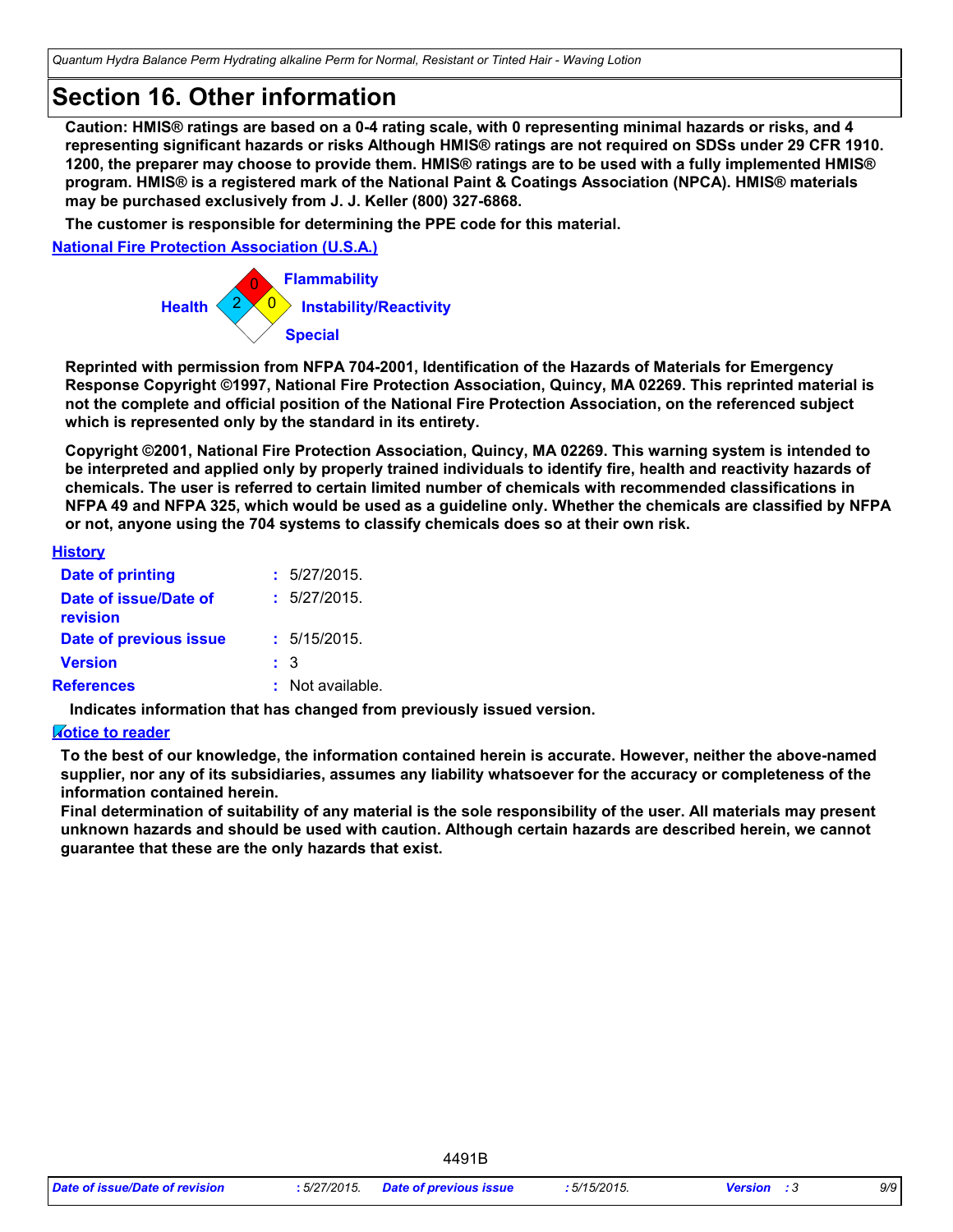## Section 16. Other information

**Caution: HMIS® ratings are based on a 0-4 rating scale, with 0 representing minimal hazards or risks, and 4 representing significant hazards or risks Although HMIS® ratings are not required on SDSs under 29 CFR 1910. 1200, the preparer may choose to provide them. HMIS® ratings are to be used with a fully implemented HMIS® program. HMIS® is a registered mark of the National Paint & Coatings Association (NPCA). HMIS® materials may be purchased exclusively from J. J. Keller (800) 327-6868.**

**The customer is responsible for determining the PPE code for this material.**

**National Fire Protection Association (U.S.A.)**

Flammability
0
Health
2
0
Instability/Reactivity
Special

**Reprinted with permission from NFPA 704-2001, Identification of the Hazards of Materials for Emergency Response Copyright ©1997, National Fire Protection Association, Quincy, MA 02269. This reprinted material is not the complete and official position of the National Fire Protection Association, on the referenced subject which is represented only by the standard in its entirety.**

**Copyright ©2001, National Fire Protection Association, Quincy, MA 02269. This warning system is intended to be interpreted and applied only by properly trained individuals to identify fire, health and reactivity hazards of chemicals. The user is referred to certain limited number of chemicals with recommended classifications in NFPA 49 and NFPA 325, which would be used as a guideline only. Whether the chemicals are classified by NFPA or not, anyone using the 704 systems to classify chemicals does so at their own risk.**

**History**

| | |
|---|---|
| **Date of printing** | : 5/27/2015. |
| **Date of issue/Date of revision** | : 5/27/2015. |
| **Date of previous issue** | : 5/15/2015. |
| **Version** | : 3 |
| **References** | : Not available. |

**Indicates information that has changed from previously issued version.**

**Notice to reader**

**To the best of our knowledge, the information contained herein is accurate. However, neither the above-named supplier, nor any of its subsidiaries, assumes any liability whatsoever for the accuracy or completeness of the information contained herein.**
**Final determination of suitability of any material is the sole responsibility of the user. All materials may present unknown hazards and should be used with caution. Although certain hazards are described herein, we cannot guarantee that these are the only hazards that exist.**

4491B